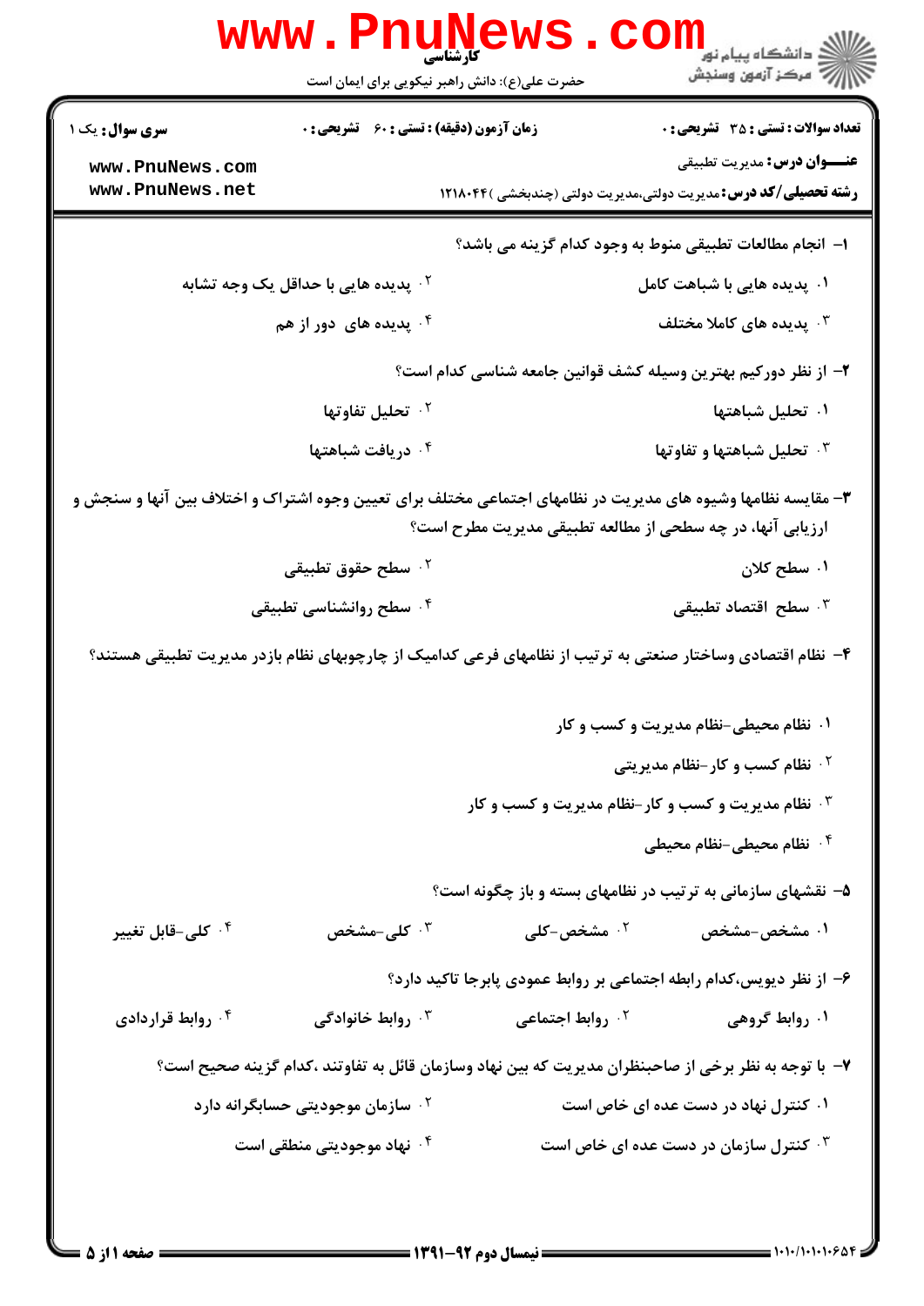کارشناسی

حضرت علی(ع): دانش راهبر نیکویی برای ایمان است

**سری سوال:** یک ۱ | **زمان آزمون (دقیقه) : تستی :** ۶۰ **تشریحی :** ۰ | **تعداد سوالات : تستی :** ۳۵ **تشریحی :** ۰

**عنـــوان درس:** مدیریت تطبیقی

**رشته تحصیلی/کد درس:** مدیریت دولتی،مدیریت دولتی (چندبخشی )۱۲۱۸۰۴۴

۱- انجام مطالعات تطبیقی منوط به وجود کدام گزینه می باشد؟

۱. پدیده هایی با شباهت کامل
۲. پدیده هایی با حداقل یک وجه تشابه
۳. پدیده های کاملا مختلف
۴. پدیده های دور از هم

۲- از نظر دورکیم بهترین وسیله کشف قوانین جامعه شناسی کدام است؟

۱. تحلیل شباهتها
۲. تحلیل تفاوتها
۳. تحلیل شباهتها و تفاوتها
۴. دریافت شباهتها

۳- مقایسه نظامها وشیوه های مدیریت در نظامهای اجتماعی مختلف برای تعیین وجوه اشتراک و اختلاف بین آنها و سنجش و ارزیابی آنها، در چه سطحی از مطالعه تطبیقی مدیریت مطرح است؟

۱. سطح کلان
۲. سطح حقوق تطبیقی
۳. سطح اقتصاد تطبیقی
۴. سطح روانشناسی تطبیقی

۴- نظام اقتصادی وساختار صنعتی به ترتیب از نظامهای فرعی کدامیک از چارچوبهای نظام بازدر مدیریت تطبیقی هستند؟

۱. نظام محیطی-نظام مدیریت و کسب و کار
۲. نظام کسب و کار-نظام مدیریتی
۳. نظام مدیریت و کسب و کار-نظام مدیریت و کسب و کار
۴. نظام محیطی-نظام محیطی

۵- نقشهای سازمانی به ترتیب در نظامهای بسته و باز چگونه است؟

۱. مشخص-مشخص
۲. مشخص-کلی
۳. کلی-مشخص
۴. کلی-قابل تغییر

۶- از نظر دیویس،کدام رابطه اجتماعی بر روابط عمودی پابرجا تاکید دارد؟

۱. روابط گروهی
۲. روابط اجتماعی
۳. روابط خانوادگی
۴. روابط قراردادی

۷- با توجه به نظر برخی از صاحبنظران مدیریت که بین نهاد وسازمان قائل به تفاوتند ،کدام گزینه صحیح است؟

۱. کنترل نهاد در دست عده ای خاص است
۲. سازمان موجودیتی حسابگرانه دارد
۳. کنترل سازمان در دست عده ای خاص است
۴. نهاد موجودیتی منطقی است

نیمسال دوم ۹۲-۱۳۹۱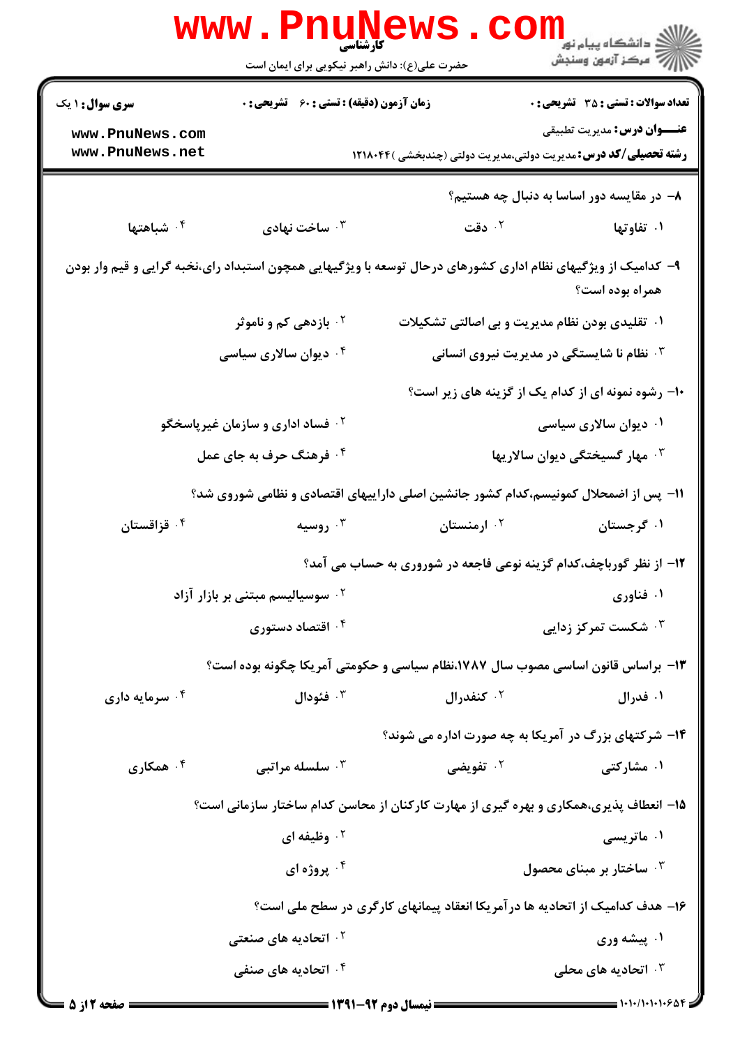۸– در مقایسه دور اساسا به دنبال چه هستیم؟

۱. تفاوتها
۲. دقت
۳. ساخت نهادی
۴. شباهتها

۹– کدامیک از ویژگیهای نظام اداری کشورهای درحال توسعه با ویژگیهایی همچون استبداد رای،نخبه گرایی و قیم وار بودن همراه بوده است؟

۱. تقلیدی بودن نظام مدیریت و بی اصالتی تشکیلات
۲. بازدهی کم و ناموثر
۳. نظام نا شایستگی در مدیریت نیروی انسانی
۴. دیوان سالاری سیاسی

۱۰– رشوه نمونه ای از کدام یک از گزینه های زیر است؟

۱. دیوان سالاری سیاسی
۲. فساد اداری و سازمان غیرپاسخگو
۳. مهار گسیختگی دیوان سالاریها
۴. فرهنگ حرف به جای عمل

۱۱– پس از اضمحلال کمونیسم،کدام کشور جانشین اصلی داراییهای اقتصادی و نظامی شوروی شد؟

۱. گرجستان
۲. ارمنستان
۳. روسیه
۴. قزاقستان

۱۲– از نظر گورباچف،کدام گزینه نوعی فاجعه در شوروری به حساب می آمد؟

۱. فناوری
۲. سوسیالیسم مبتنی بر بازار آزاد
۳. شکست تمرکز زدایی
۴. اقتصاد دستوری

۱۳– براساس قانون اساسی مصوب سال ۱۷۸۷،نظام سیاسی و حکومتی آمریکا چگونه بوده است؟

۱. فدرال
۲. کنفدرال
۳. فئودال
۴. سرمایه داری

۱۴– شرکتهای بزرگ در آمریکا به چه صورت اداره می شوند؟

۱. مشارکتی
۲. تفویضی
۳. سلسله مراتبی
۴. همکاری

۱۵– انعطاف پذیری،همکاری و بهره گیری از مهارت کارکنان از محاسن کدام ساختار سازمانی است؟

۱. ماتریسی
۲. وظیفه ای
۳. ساختار بر مبنای محصول
۴. پروژه ای

۱۶– هدف کدامیک از اتحادیه ها درآمریکا انعقاد پیمانهای کارگری در سطح ملی است؟

۱. پیشه وری
۲. اتحادیه های صنعتی
۳. اتحادیه های محلی
۴. اتحادیه های صنفی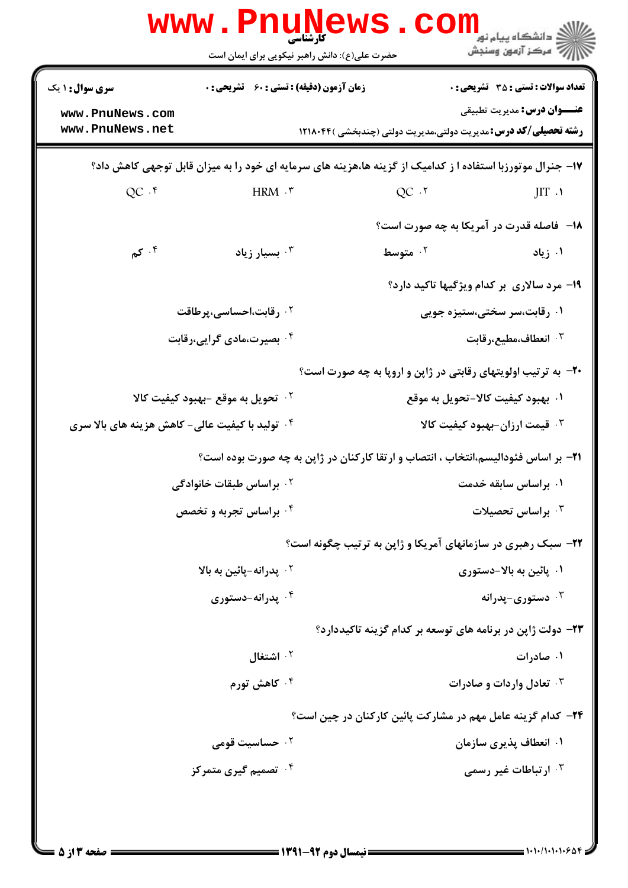۱۷- جنرال موتورزبا استفاده ا ز کدامیک از گزینه ها،هزینه های سرمایه ای خود را به میزان قابل توجهی کاهش داد؟

۱. JIT
۲. QC
۳. HRM
۴. QC

۱۸- فاصله قدرت در آمریکا به چه صورت است؟

۱. زیاد
۲. متوسط
۳. بسیار زیاد
۴. کم

۱۹- مرد سالاری بر کدام ویژگیها تاکید دارد؟

۱. رقابت،سر سختی،ستیزه جویی
۲. رقابت،احساسی،پرطاقت
۳. انعطاف،مطیع،رقابت
۴. بصیرت،مادی گرایی،رقابت

۲۰- به ترتیب اولویتهای رقابتی در ژاپن و اروپا به چه صورت است؟

۱. بهبود کیفیت کالا-تحویل به موقع
۲. تحویل به موقع -بهبود کیفیت کالا
۳. قیمت ارزان-بهبود کیفیت کالا
۴. تولید با کیفیت عالی- کاهش هزینه های بالا سری

۲۱- بر اساس فئودالیسم،انتخاب ، انتصاب و ارتقا کارکنان در ژاپن به چه صورت بوده است؟

۱. براساس سابقه خدمت
۲. براساس طبقات خانوادگی
۳. براساس تحصیلات
۴. براساس تجربه و تخصص

۲۲- سبک رهبری در سازمانهای آمریکا و ژاپن به ترتیب چگونه است؟

۱. پائین به بالا-دستوری
۲. پدرانه-پائین به بالا
۳. دستوری-پدرانه
۴. پدرانه-دستوری

۲۳- دولت ژاپن در برنامه های توسعه بر کدام گزینه تاکیددارد؟

۱. صادرات
۲. اشتغال
۳. تعادل واردات و صادرات
۴. کاهش تورم

۲۴- کدام گزینه عامل مهم در مشارکت پائین کارکنان در چین است؟

۱. انعطاف پذیری سازمان
۲. حساسیت قومی
۳. ارتباطات غیر رسمی
۴. تصمیم گیری متمرکز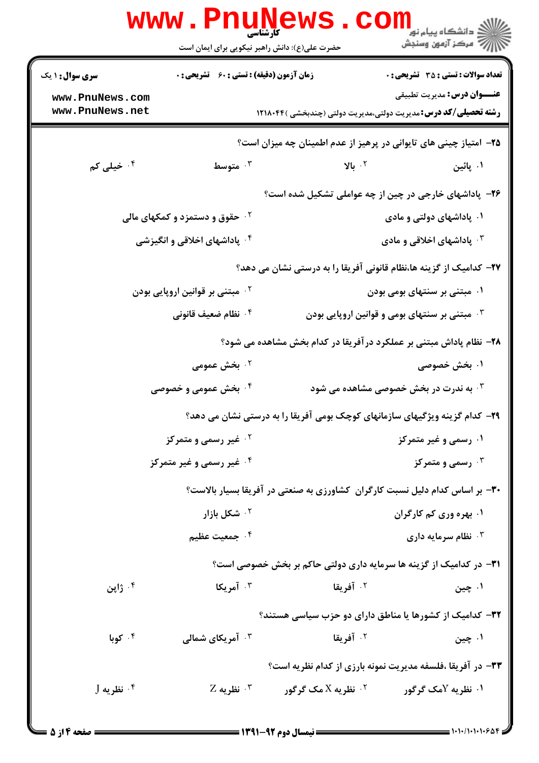**سری سوال:** ۱ یک

**زمان آزمون (دقیقه) : تستی :** ۶۰ **تشریحی :** ۰

**تعداد سوالات : تستی :** ۳۵ **تشریحی :** ۰

**عنـــوان درس:** مدیریت تطبیقی

**رشته تحصیلی/کد درس:** مدیریت دولتی،مدیریت دولتی (چندبخشی )۱۲۱۸۰۴۴

۲۵- امتیاز چینی های تایوانی در پرهیز از عدم اطمینان چه میزان است؟

۱. پائین

۲. بالا

۳. متوسط

۴. خیلی کم

۲۶- پاداشهای خارجی در چین از چه عواملی تشکیل شده است؟

۱. پاداشهای دولتی و مادی

۲. حقوق و دستمزد و کمکهای مالی

۳. پاداشهای اخلاقی و مادی

۴. پاداشهای اخلاقی و انگیزشی

۲۷- کدامیک از گزینه ها،نظام قانونی آفریقا را به درستی نشان می دهد؟

۱. مبتنی بر سنتهای بومی بودن

۲. مبتنی بر قوانین اروپایی بودن

۳. مبتنی بر سنتهای بومی و قوانین اروپایی بودن

۴. نظام ضعیف قانونی

۲۸- نظام پاداش مبتنی بر عملکرد درآفریقا در کدام بخش مشاهده می شود؟

۱. بخش خصوصی

۲. بخش عمومی

۳. به ندرت در بخش خصوصی مشاهده می شود

۴. بخش عمومی و خصوصی

۲۹- کدام گزینه ویژگیهای سازمانهای کوچک بومی آفریقا را به درستی نشان می دهد؟

۱. رسمی و غیر متمرکز

۲. غیر رسمی و متمرکز

۳. رسمی و متمرکز

۴. غیر رسمی و غیر متمرکز

۳۰- بر اساس کدام دلیل نسبت کارگران کشاورزی به صنعتی در آفریقا بسیار بالاست؟

۱. بهره وری کم کارگران

۲. شکل بازار

۳. نظام سرمایه داری

۴. جمعیت عظیم

۳۱- در کدامیک از گزینه ها سرمایه داری دولتی حاکم بر بخش خصوصی است؟

۱. چین

۲. آفریقا

۳. آمریکا

۴. ژاپن

۳۲- کدامیک از کشورها یا مناطق دارای دو حزب سیاسی هستند؟

۱. چین

۲. آفریقا

۳. آمریکای شمالی

۴. کوبا

۳۳- در آفریقا ،فلسفه مدیریت نمونه بارزی از کدام نظریه است؟

۱. نظریه Yمک گرگور

۲. نظریه X مک گرگور

۳. نظریه Z

۴. نظریه J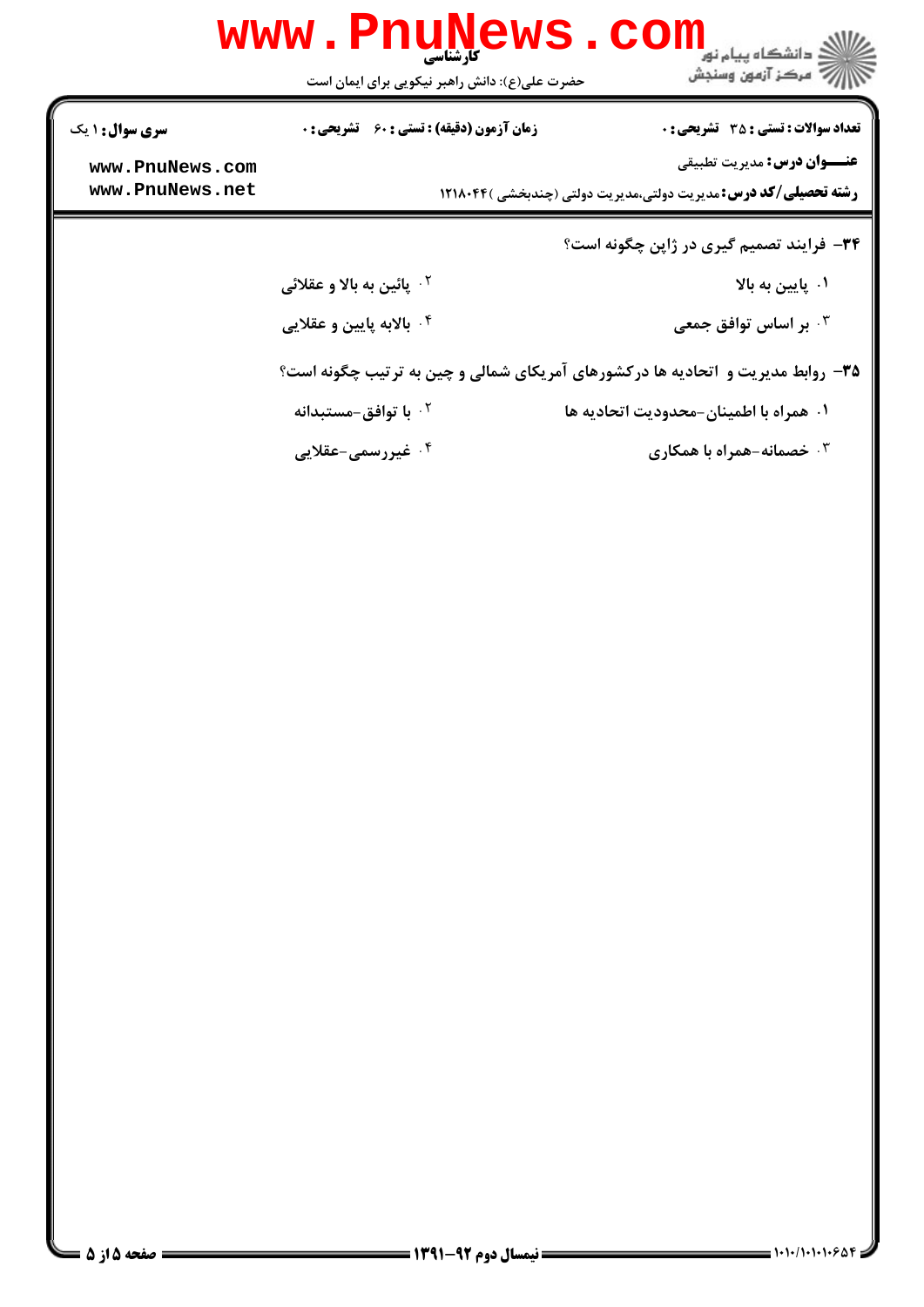۳۴- فرایند تصمیم گیری در ژاپن چگونه است؟

۱. پایین به بالا

۲. پائین به بالا و عقلائی

۳. بر اساس توافق جمعی

۴. بالابه پایین و عقلایی

۳۵- روابط مدیریت و اتحادیه ها درکشورهای آمریکای شمالی و چین به ترتیب چگونه است؟

۱. همراه با اطمینان-محدودیت اتحادیه ها

۲. با توافق-مستبدانه

۳. خصمانه-همراه با همکاری

۴. غیررسمی-عقلایی